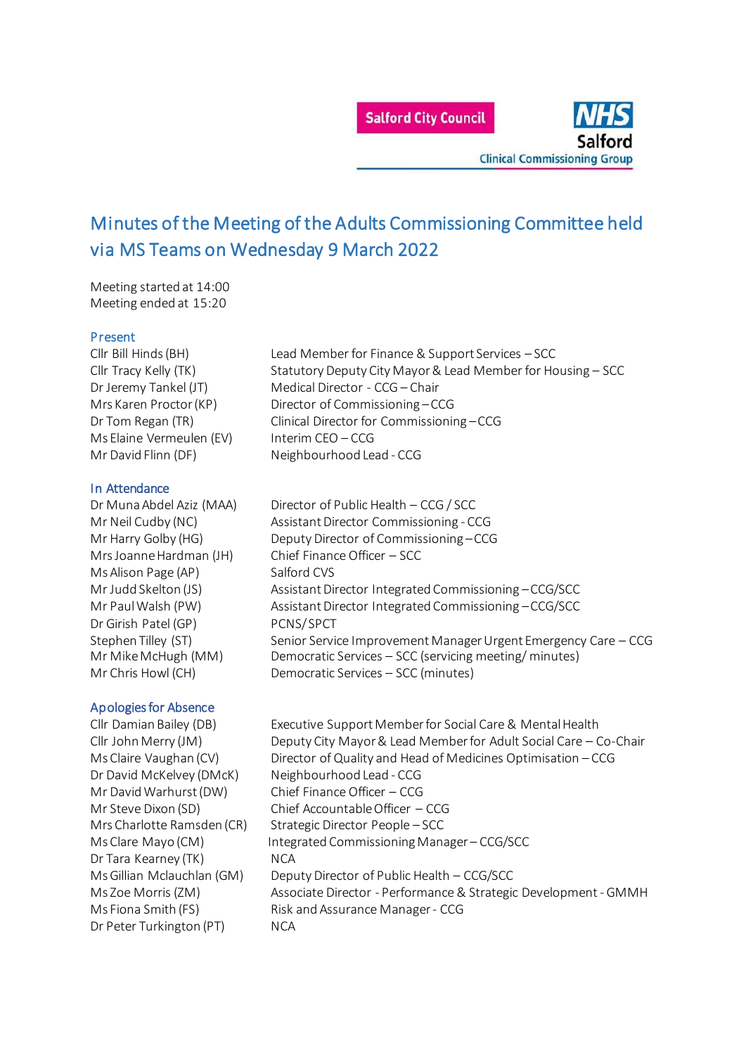Salford City Council

NHS Salford Clinical Commissioning Group

# Minutes of the Meeting of the Adults Commissioning Committee held via MS Teams on Wednesday 9 March 2022

Meeting started at 14:00
Meeting ended at 15:20

## Present

| | |
|---|---|
| Cllr Bill Hinds (BH) | Lead Member for Finance & Support Services – SCC |
| Cllr Tracy Kelly (TK) | Statutory Deputy City Mayor & Lead Member for Housing – SCC |
| Dr Jeremy Tankel (JT) | Medical Director - CCG – Chair |
| Mrs Karen Proctor (KP) | Director of Commissioning – CCG |
| Dr Tom Regan (TR) | Clinical Director for Commissioning – CCG |
| Ms Elaine Vermeulen (EV) | Interim CEO – CCG |
| Mr David Flinn (DF) | Neighbourhood Lead - CCG |

## In Attendance

| | |
|---|---|
| Dr Muna Abdel Aziz (MAA) | Director of Public Health – CCG / SCC |
| Mr Neil Cudby (NC) | Assistant Director Commissioning - CCG |
| Mr Harry Golby (HG) | Deputy Director of Commissioning – CCG |
| Mrs Joanne Hardman (JH) | Chief Finance Officer – SCC |
| Ms Alison Page (AP) | Salford CVS |
| Mr Judd Skelton (JS) | Assistant Director Integrated Commissioning – CCG/SCC |
| Mr Paul Walsh (PW) | Assistant Director Integrated Commissioning – CCG/SCC |
| Dr Girish Patel (GP) | PCNS/SPCT |
| Stephen Tilley (ST) | Senior Service Improvement Manager Urgent Emergency Care – CCG |
| Mr Mike McHugh (MM) | Democratic Services – SCC (servicing meeting/ minutes) |
| Mr Chris Howl (CH) | Democratic Services – SCC (minutes) |

## Apologies for Absence

| | |
|---|---|
| Cllr Damian Bailey (DB) | Executive Support Member for Social Care & Mental Health |
| Cllr John Merry (JM) | Deputy City Mayor & Lead Member for Adult Social Care – Co-Chair |
| Ms Claire Vaughan (CV) | Director of Quality and Head of Medicines Optimisation – CCG |
| Dr David McKelvey (DMcK) | Neighbourhood Lead - CCG |
| Mr David Warhurst (DW) | Chief Finance Officer – CCG |
| Mr Steve Dixon (SD) | Chief Accountable Officer – CCG |
| Mrs Charlotte Ramsden (CR) | Strategic Director People – SCC |
| Ms Clare Mayo (CM) | Integrated Commissioning Manager – CCG/SCC |
| Dr Tara Kearney (TK) | NCA |
| Ms Gillian Mclauchlan (GM) | Deputy Director of Public Health – CCG/SCC |
| Ms Zoe Morris (ZM) | Associate Director - Performance & Strategic Development - GMMH |
| Ms Fiona Smith (FS) | Risk and Assurance Manager - CCG |
| Dr Peter Turkington (PT) | NCA |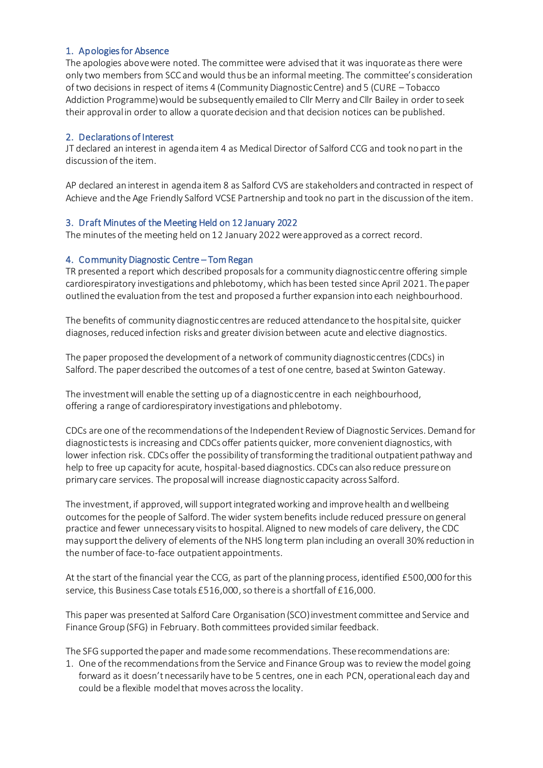## 1. Apologies for Absence

The apologies above were noted. The committee were advised that it was inquorate as there were only two members from SCC and would thus be an informal meeting. The committee's consideration of two decisions in respect of items 4 (Community Diagnostic Centre) and 5 (CURE – Tobacco Addiction Programme) would be subsequently emailed to Cllr Merry and Cllr Bailey in order to seek their approval in order to allow a quorate decision and that decision notices can be published.

## 2. Declarations of Interest

JT declared an interest in agenda item 4 as Medical Director of Salford CCG and took no part in the discussion of the item.

AP declared an interest in agenda item 8 as Salford CVS are stakeholders and contracted in respect of Achieve and the Age Friendly Salford VCSE Partnership and took no part in the discussion of the item.

## 3. Draft Minutes of the Meeting Held on 12 January 2022

The minutes of the meeting held on 12 January 2022 were approved as a correct record.

## 4. Community Diagnostic Centre – Tom Regan

TR presented a report which described proposals for a community diagnostic centre offering simple cardiorespiratory investigations and phlebotomy, which has been tested since April 2021. The paper outlined the evaluation from the test and proposed a further expansion into each neighbourhood.

The benefits of community diagnostic centres are reduced attendance to the hospital site, quicker diagnoses, reduced infection risks and greater division between acute and elective diagnostics.

The paper proposed the development of a network of community diagnostic centres (CDCs) in Salford. The paper described the outcomes of a test of one centre, based at Swinton Gateway.

The investment will enable the setting up of a diagnostic centre in each neighbourhood, offering a range of cardiorespiratory investigations and phlebotomy.

CDCs are one of the recommendations of the Independent Review of Diagnostic Services. Demand for diagnostic tests is increasing and CDCs offer patients quicker, more convenient diagnostics, with lower infection risk. CDCs offer the possibility of transforming the traditional outpatient pathway and help to free up capacity for acute, hospital-based diagnostics. CDCs can also reduce pressure on primary care services. The proposal will increase diagnostic capacity across Salford.

The investment, if approved, will support integrated working and improve health and wellbeing outcomes for the people of Salford. The wider system benefits include reduced pressure on general practice and fewer unnecessary visits to hospital. Aligned to new models of care delivery, the CDC may support the delivery of elements of the NHS long term plan including an overall 30% reduction in the number of face-to-face outpatient appointments.

At the start of the financial year the CCG, as part of the planning process, identified £500,000 for this service, this Business Case totals £516,000, so there is a shortfall of £16,000.

This paper was presented at Salford Care Organisation (SCO) investment committee and Service and Finance Group (SFG) in February. Both committees provided similar feedback.

The SFG supported the paper and made some recommendations. These recommendations are:

1. One of the recommendations from the Service and Finance Group was to review the model going forward as it doesn't necessarily have to be 5 centres, one in each PCN, operational each day and could be a flexible model that moves across the locality.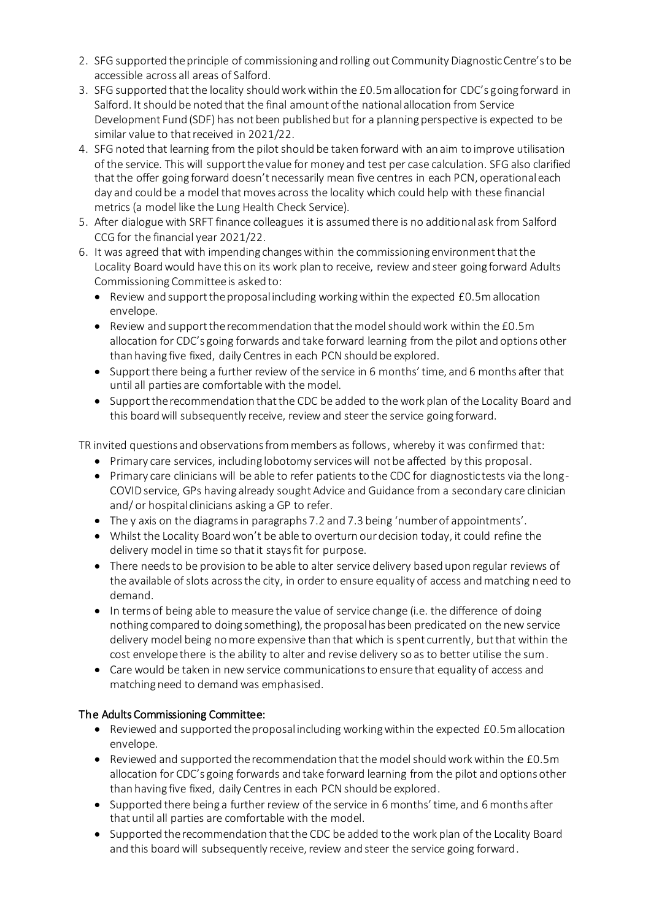2. SFG supported the principle of commissioning and rolling out Community Diagnostic Centre's to be accessible across all areas of Salford.
3. SFG supported that the locality should work within the £0.5m allocation for CDC's going forward in Salford. It should be noted that the final amount of the national allocation from Service Development Fund (SDF) has not been published but for a planning perspective is expected to be similar value to that received in 2021/22.
4. SFG noted that learning from the pilot should be taken forward with an aim to improve utilisation of the service. This will support the value for money and test per case calculation. SFG also clarified that the offer going forward doesn't necessarily mean five centres in each PCN, operational each day and could be a model that moves across the locality which could help with these financial metrics (a model like the Lung Health Check Service).
5. After dialogue with SRFT finance colleagues it is assumed there is no additional ask from Salford CCG for the financial year 2021/22.
6. It was agreed that with impending changes within the commissioning environment that the Locality Board would have this on its work plan to receive, review and steer going forward Adults Commissioning Committee is asked to:
   - Review and support the proposal including working within the expected £0.5m allocation envelope.
   - Review and support the recommendation that the model should work within the £0.5m allocation for CDC's going forwards and take forward learning from the pilot and options other than having five fixed, daily Centres in each PCN should be explored.
   - Support there being a further review of the service in 6 months' time, and 6 months after that until all parties are comfortable with the model.
   - Support the recommendation that the CDC be added to the work plan of the Locality Board and this board will subsequently receive, review and steer the service going forward.

TR invited questions and observations from members as follows, whereby it was confirmed that:

- Primary care services, including lobotomy services will not be affected by this proposal.
- Primary care clinicians will be able to refer patients to the CDC for diagnostic tests via the long-COVID service, GPs having already sought Advice and Guidance from a secondary care clinician and/ or hospital clinicians asking a GP to refer.
- The y axis on the diagrams in paragraphs 7.2 and 7.3 being 'number of appointments'.
- Whilst the Locality Board won't be able to overturn our decision today, it could refine the delivery model in time so that it stays fit for purpose.
- There needs to be provision to be able to alter service delivery based upon regular reviews of the available of slots across the city, in order to ensure equality of access and matching need to demand.
- In terms of being able to measure the value of service change (i.e. the difference of doing nothing compared to doing something), the proposal has been predicated on the new service delivery model being no more expensive than that which is spent currently, but that within the cost envelope there is the ability to alter and revise delivery so as to better utilise the sum.
- Care would be taken in new service communications to ensure that equality of access and matching need to demand was emphasised.

## The Adults Commissioning Committee:

- Reviewed and supported the proposal including working within the expected £0.5m allocation envelope.
- Reviewed and supported the recommendation that the model should work within the £0.5m allocation for CDC's going forwards and take forward learning from the pilot and options other than having five fixed, daily Centres in each PCN should be explored.
- Supported there being a further review of the service in 6 months' time, and 6 months after that until all parties are comfortable with the model.
- Supported the recommendation that the CDC be added to the work plan of the Locality Board and this board will subsequently receive, review and steer the service going forward.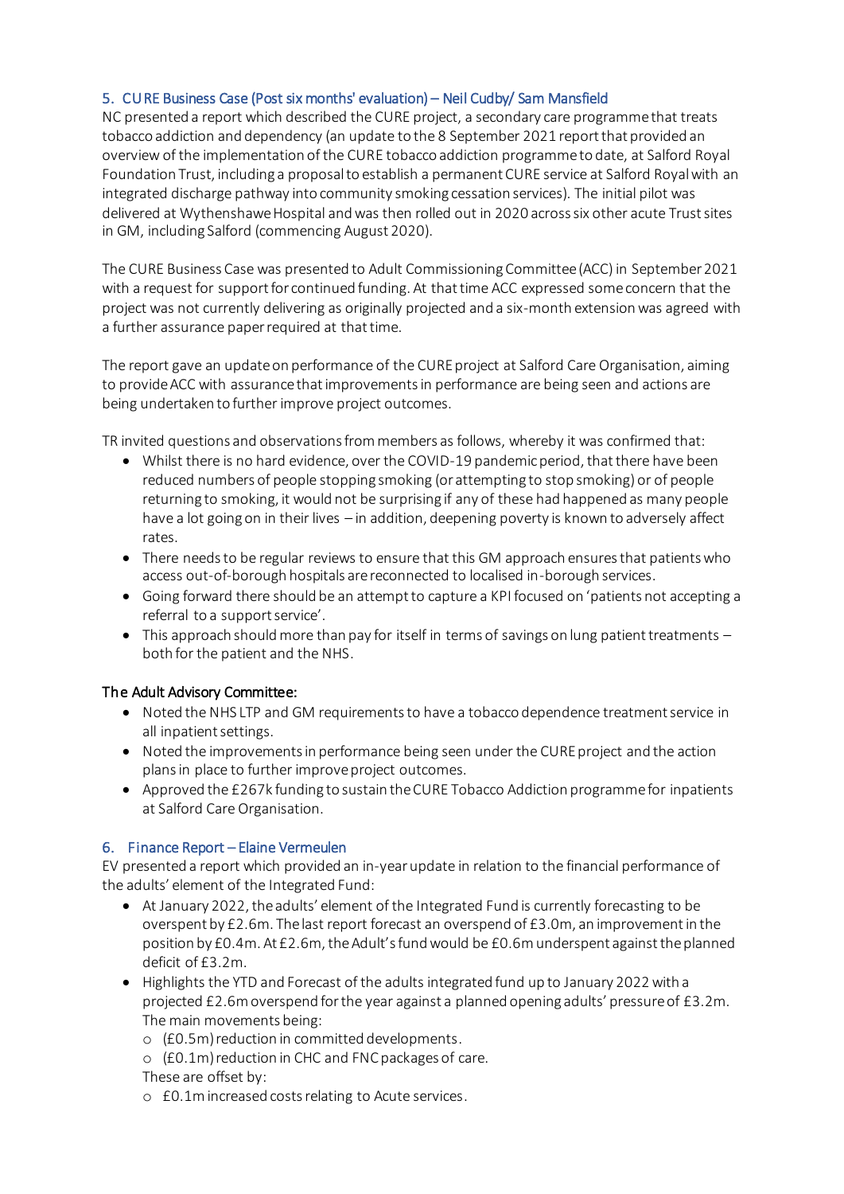## 5. CURE Business Case (Post six months' evaluation) – Neil Cudby/ Sam Mansfield

NC presented a report which described the CURE project, a secondary care programme that treats tobacco addiction and dependency (an update to the 8 September 2021 report that provided an overview of the implementation of the CURE tobacco addiction programme to date, at Salford Royal Foundation Trust, including a proposal to establish a permanent CURE service at Salford Royal with an integrated discharge pathway into community smoking cessation services). The initial pilot was delivered at Wythenshawe Hospital and was then rolled out in 2020 across six other acute Trust sites in GM, including Salford (commencing August 2020).

The CURE Business Case was presented to Adult Commissioning Committee (ACC) in September 2021 with a request for support for continued funding. At that time ACC expressed some concern that the project was not currently delivering as originally projected and a six-month extension was agreed with a further assurance paper required at that time.

The report gave an update on performance of the CURE project at Salford Care Organisation, aiming to provide ACC with assurance that improvements in performance are being seen and actions are being undertaken to further improve project outcomes.

TR invited questions and observations from members as follows, whereby it was confirmed that:

- Whilst there is no hard evidence, over the COVID-19 pandemic period, that there have been reduced numbers of people stopping smoking (or attempting to stop smoking) or of people returning to smoking, it would not be surprising if any of these had happened as many people have a lot going on in their lives – in addition, deepening poverty is known to adversely affect rates.
- There needs to be regular reviews to ensure that this GM approach ensures that patients who access out-of-borough hospitals are reconnected to localised in-borough services.
- Going forward there should be an attempt to capture a KPI focused on 'patients not accepting a referral to a support service'.
- This approach should more than pay for itself in terms of savings on lung patient treatments – both for the patient and the NHS.

### The Adult Advisory Committee:

- Noted the NHS LTP and GM requirements to have a tobacco dependence treatment service in all inpatient settings.
- Noted the improvements in performance being seen under the CURE project and the action plans in place to further improve project outcomes.
- Approved the £267k funding to sustain the CURE Tobacco Addiction programme for inpatients at Salford Care Organisation.

## 6. Finance Report – Elaine Vermeulen

EV presented a report which provided an in-year update in relation to the financial performance of the adults' element of the Integrated Fund:

- At January 2022, the adults' element of the Integrated Fund is currently forecasting to be overspent by £2.6m. The last report forecast an overspend of £3.0m, an improvement in the position by £0.4m. At £2.6m, the Adult's fund would be £0.6m underspent against the planned deficit of £3.2m.
- Highlights the YTD and Forecast of the adults integrated fund up to January 2022 with a projected £2.6m overspend for the year against a planned opening adults' pressure of £3.2m. The main movements being:
  - (£0.5m) reduction in committed developments.
  - (£0.1m) reduction in CHC and FNC packages of care.

  These are offset by:
  - £0.1m increased costs relating to Acute services.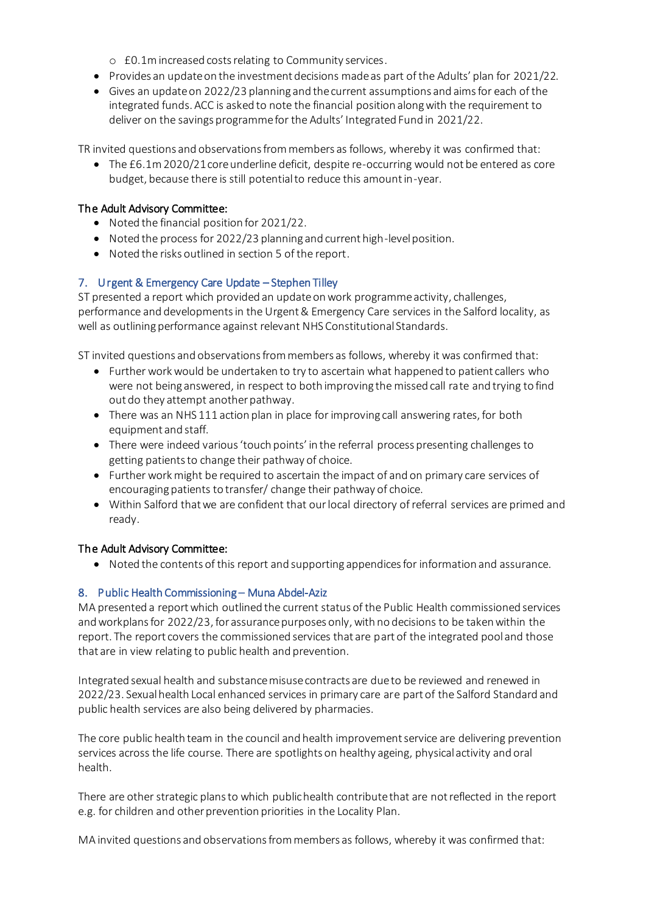- £0.1m increased costs relating to Community services.
- Provides an update on the investment decisions made as part of the Adults' plan for 2021/22.
- Gives an update on 2022/23 planning and the current assumptions and aims for each of the integrated funds. ACC is asked to note the financial position along with the requirement to deliver on the savings programme for the Adults' Integrated Fund in 2021/22.

TR invited questions and observations from members as follows, whereby it was confirmed that:

- The £6.1m 2020/21 core underline deficit, despite re-occurring would not be entered as core budget, because there is still potential to reduce this amount in-year.

**The Adult Advisory Committee:**

- Noted the financial position for 2021/22.
- Noted the process for 2022/23 planning and current high-level position.
- Noted the risks outlined in section 5 of the report.

## 7. Urgent & Emergency Care Update – Stephen Tilley

ST presented a report which provided an update on work programme activity, challenges, performance and developments in the Urgent & Emergency Care services in the Salford locality, as well as outlining performance against relevant NHS Constitutional Standards.

ST invited questions and observations from members as follows, whereby it was confirmed that:

- Further work would be undertaken to try to ascertain what happened to patient callers who were not being answered, in respect to both improving the missed call rate and trying to find out do they attempt another pathway.
- There was an NHS 111 action plan in place for improving call answering rates, for both equipment and staff.
- There were indeed various 'touch points' in the referral process presenting challenges to getting patients to change their pathway of choice.
- Further work might be required to ascertain the impact of and on primary care services of encouraging patients to transfer/ change their pathway of choice.
- Within Salford that we are confident that our local directory of referral services are primed and ready.

**The Adult Advisory Committee:**

- Noted the contents of this report and supporting appendices for information and assurance.

## 8. Public Health Commissioning – Muna Abdel-Aziz

MA presented a report which outlined the current status of the Public Health commissioned services and workplans for 2022/23, for assurance purposes only, with no decisions to be taken within the report. The report covers the commissioned services that are part of the integrated pool and those that are in view relating to public health and prevention.

Integrated sexual health and substance misuse contracts are due to be reviewed and renewed in 2022/23. Sexual health Local enhanced services in primary care are part of the Salford Standard and public health services are also being delivered by pharmacies.

The core public health team in the council and health improvement service are delivering prevention services across the life course. There are spotlights on healthy ageing, physical activity and oral health.

There are other strategic plans to which public health contribute that are not reflected in the report e.g. for children and other prevention priorities in the Locality Plan.

MA invited questions and observations from members as follows, whereby it was confirmed that: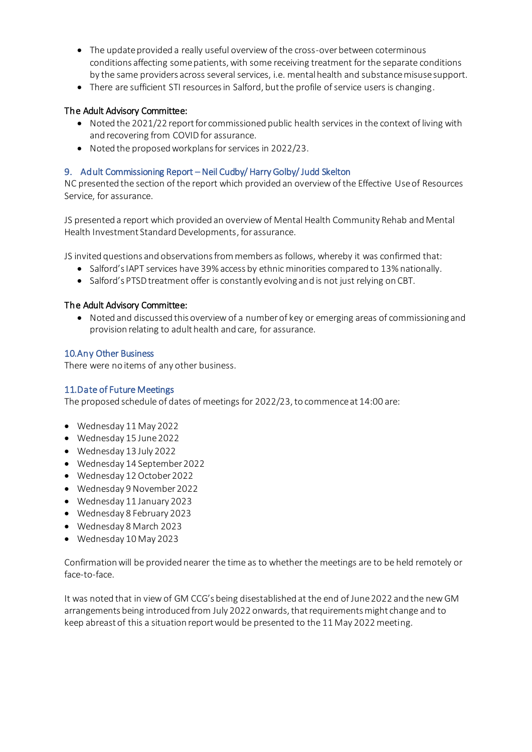- The update provided a really useful overview of the cross-over between coterminous conditions affecting some patients, with some receiving treatment for the separate conditions by the same providers across several services, i.e. mental health and substance misuse support.
- There are sufficient STI resources in Salford, but the profile of service users is changing.

**The Adult Advisory Committee:**

- Noted the 2021/22 report for commissioned public health services in the context of living with and recovering from COVID for assurance.
- Noted the proposed workplans for services in 2022/23.

## 9. Adult Commissioning Report – Neil Cudby/ Harry Golby/ Judd Skelton

NC presented the section of the report which provided an overview of the Effective Use of Resources Service, for assurance.

JS presented a report which provided an overview of Mental Health Community Rehab and Mental Health Investment Standard Developments, for assurance.

JS invited questions and observations from members as follows, whereby it was confirmed that:

- Salford's IAPT services have 39% access by ethnic minorities compared to 13% nationally.
- Salford's PTSD treatment offer is constantly evolving and is not just relying on CBT.

**The Adult Advisory Committee:**

- Noted and discussed this overview of a number of key or emerging areas of commissioning and provision relating to adult health and care, for assurance.

## 10. Any Other Business

There were no items of any other business.

## 11. Date of Future Meetings

The proposed schedule of dates of meetings for 2022/23, to commence at 14:00 are:

- Wednesday 11 May 2022
- Wednesday 15 June 2022
- Wednesday 13 July 2022
- Wednesday 14 September 2022
- Wednesday 12 October 2022
- Wednesday 9 November 2022
- Wednesday 11 January 2023
- Wednesday 8 February 2023
- Wednesday 8 March 2023
- Wednesday 10 May 2023

Confirmation will be provided nearer the time as to whether the meetings are to be held remotely or face-to-face.

It was noted that in view of GM CCG's being disestablished at the end of June 2022 and the new GM arrangements being introduced from July 2022 onwards, that requirements might change and to keep abreast of this a situation report would be presented to the 11 May 2022 meeting.